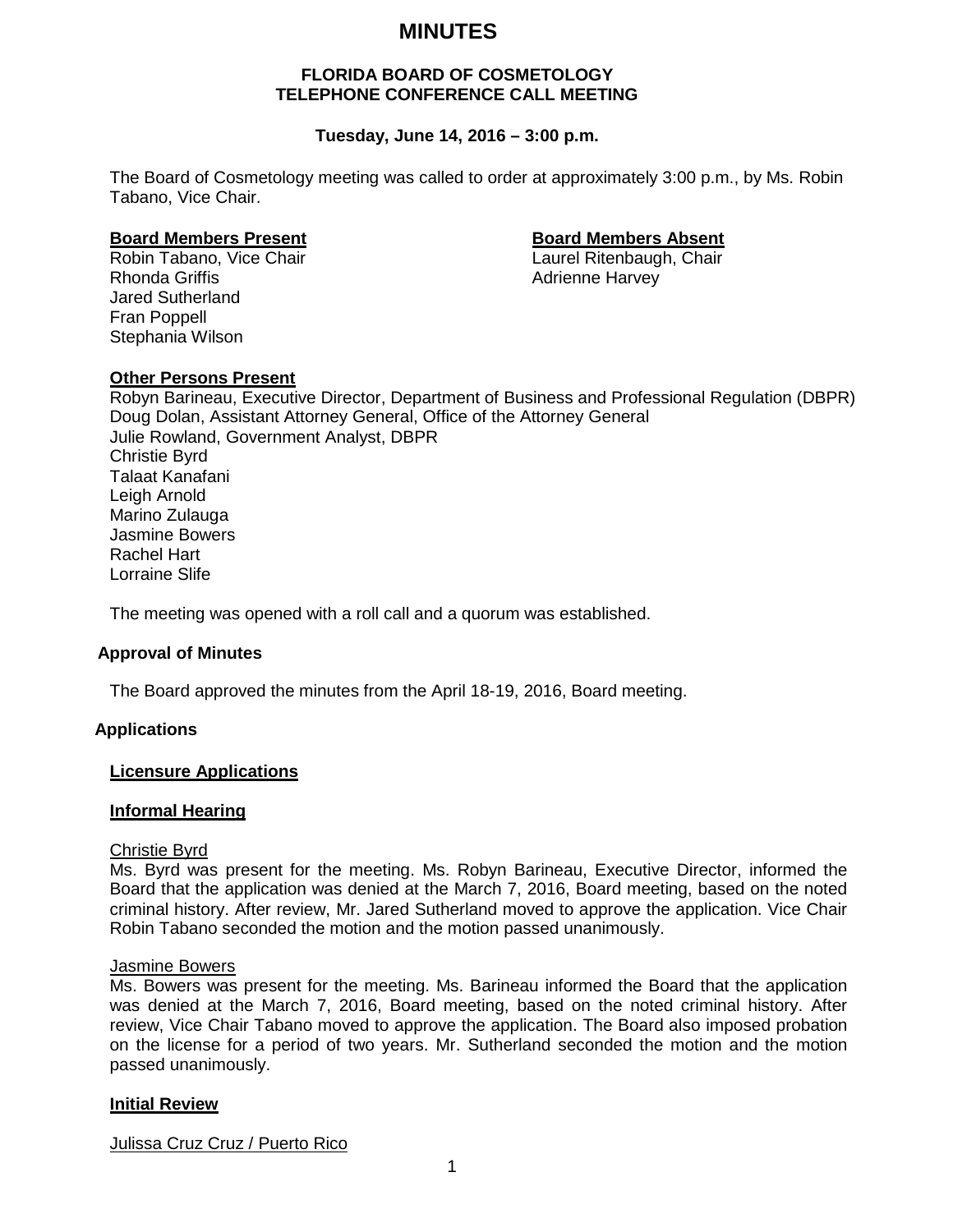# MINUTES

**FLORIDA BOARD OF COSMETOLOGY**
**TELEPHONE CONFERENCE CALL MEETING**

**Tuesday, June 14, 2016 – 3:00 p.m.**

The Board of Cosmetology meeting was called to order at approximately 3:00 p.m., by Ms. Robin Tabano, Vice Chair.

**Board Members Present**
Robin Tabano, Vice Chair
Rhonda Griffis
Jared Sutherland
Fran Poppell
Stephania Wilson

**Board Members Absent**
Laurel Ritenbaugh, Chair
Adrienne Harvey

**Other Persons Present**
Robyn Barineau, Executive Director, Department of Business and Professional Regulation (DBPR)
Doug Dolan, Assistant Attorney General, Office of the Attorney General
Julie Rowland, Government Analyst, DBPR
Christie Byrd
Talaat Kanafani
Leigh Arnold
Marino Zulauga
Jasmine Bowers
Rachel Hart
Lorraine Slife

The meeting was opened with a roll call and a quorum was established.

## Approval of Minutes

The Board approved the minutes from the April 18-19, 2016, Board meeting.

## Applications

### Licensure Applications

### Informal Hearing

Christie Byrd
Ms. Byrd was present for the meeting. Ms. Robyn Barineau, Executive Director, informed the Board that the application was denied at the March 7, 2016, Board meeting, based on the noted criminal history. After review, Mr. Jared Sutherland moved to approve the application. Vice Chair Robin Tabano seconded the motion and the motion passed unanimously.

Jasmine Bowers
Ms. Bowers was present for the meeting. Ms. Barineau informed the Board that the application was denied at the March 7, 2016, Board meeting, based on the noted criminal history. After review, Vice Chair Tabano moved to approve the application. The Board also imposed probation on the license for a period of two years. Mr. Sutherland seconded the motion and the motion passed unanimously.

### Initial Review

Julissa Cruz Cruz / Puerto Rico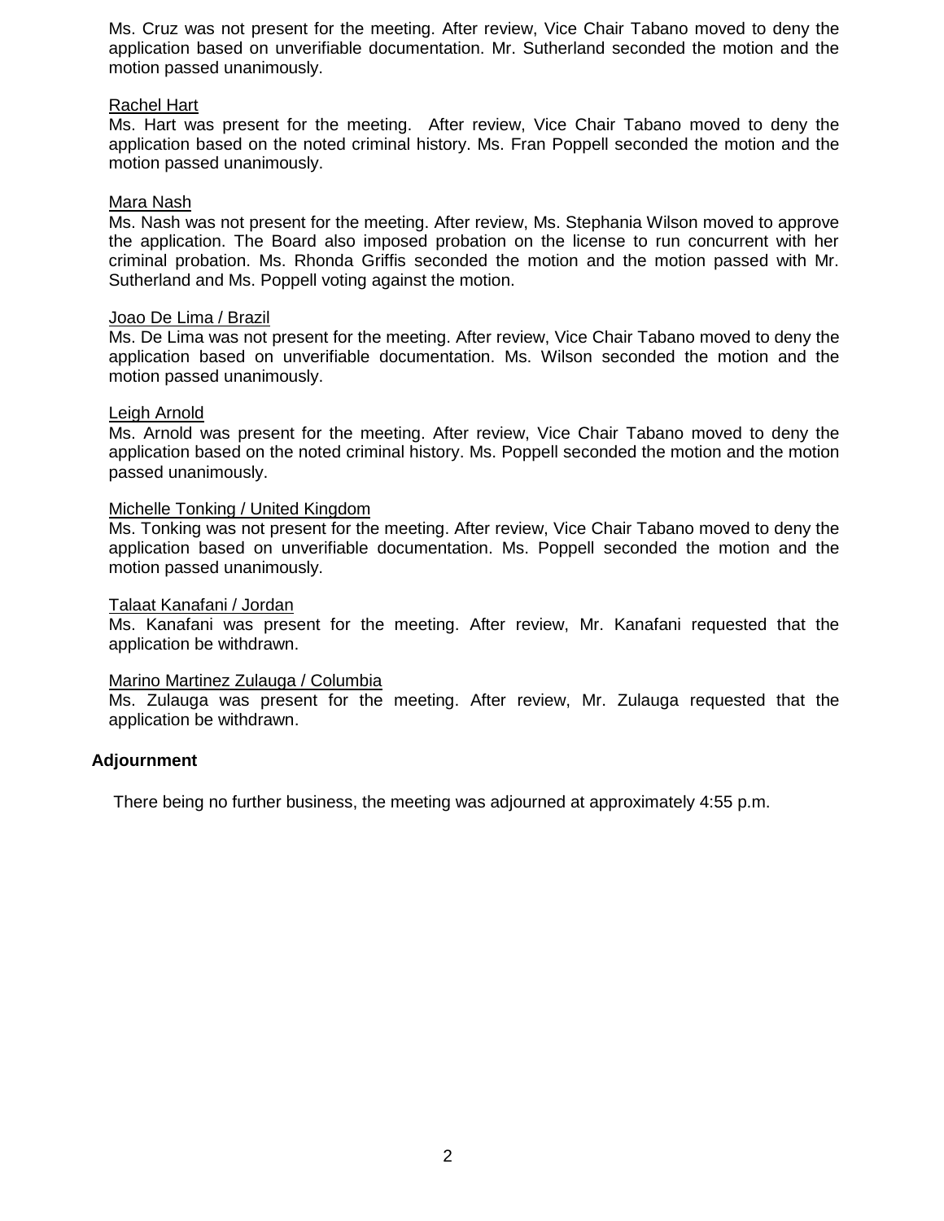Ms. Cruz was not present for the meeting. After review, Vice Chair Tabano moved to deny the application based on unverifiable documentation. Mr. Sutherland seconded the motion and the motion passed unanimously.

Rachel Hart

Ms. Hart was present for the meeting. After review, Vice Chair Tabano moved to deny the application based on the noted criminal history. Ms. Fran Poppell seconded the motion and the motion passed unanimously.

Mara Nash

Ms. Nash was not present for the meeting. After review, Ms. Stephania Wilson moved to approve the application. The Board also imposed probation on the license to run concurrent with her criminal probation. Ms. Rhonda Griffis seconded the motion and the motion passed with Mr. Sutherland and Ms. Poppell voting against the motion.

Joao De Lima / Brazil

Ms. De Lima was not present for the meeting. After review, Vice Chair Tabano moved to deny the application based on unverifiable documentation. Ms. Wilson seconded the motion and the motion passed unanimously.

Leigh Arnold

Ms. Arnold was present for the meeting. After review, Vice Chair Tabano moved to deny the application based on the noted criminal history. Ms. Poppell seconded the motion and the motion passed unanimously.

Michelle Tonking / United Kingdom

Ms. Tonking was not present for the meeting. After review, Vice Chair Tabano moved to deny the application based on unverifiable documentation. Ms. Poppell seconded the motion and the motion passed unanimously.

Talaat Kanafani / Jordan

Ms. Kanafani was present for the meeting. After review, Mr. Kanafani requested that the application be withdrawn.

Marino Martinez Zulauga / Columbia

Ms. Zulauga was present for the meeting. After review, Mr. Zulauga requested that the application be withdrawn.

**Adjournment**

There being no further business, the meeting was adjourned at approximately 4:55 p.m.